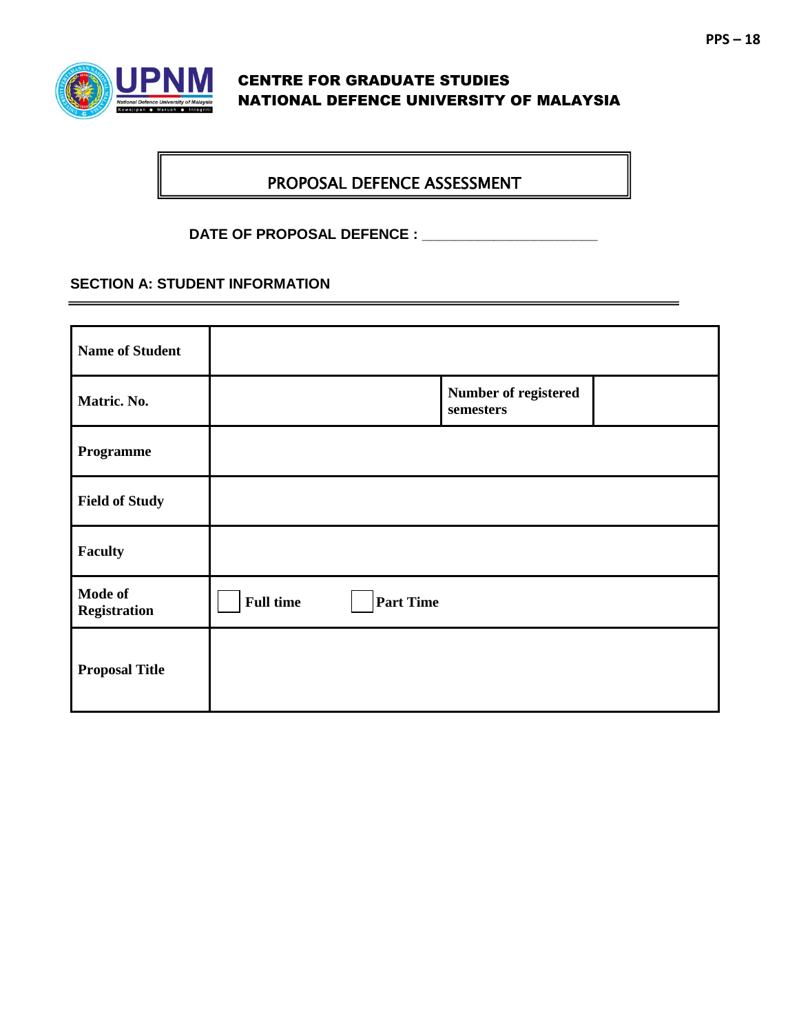# CENTRE FOR GRADUATE STUDIES
# NATIONAL DEFENCE UNIVERSITY OF MALAYSIA

## PROPOSAL DEFENCE ASSESSMENT

**DATE OF PROPOSAL DEFENCE :** ______________________

### SECTION A: STUDENT INFORMATION

| | | | |
|---|---|---|---|
| **Name of Student** | | | |
| **Matric. No.** | | **Number of registered semesters** | |
| **Programme** | | | |
| **Field of Study** | | | |
| **Faculty** | | | |
| **Mode of Registration** | ☐ **Full time** ☐ **Part Time** | | |
| **Proposal Title** | | | |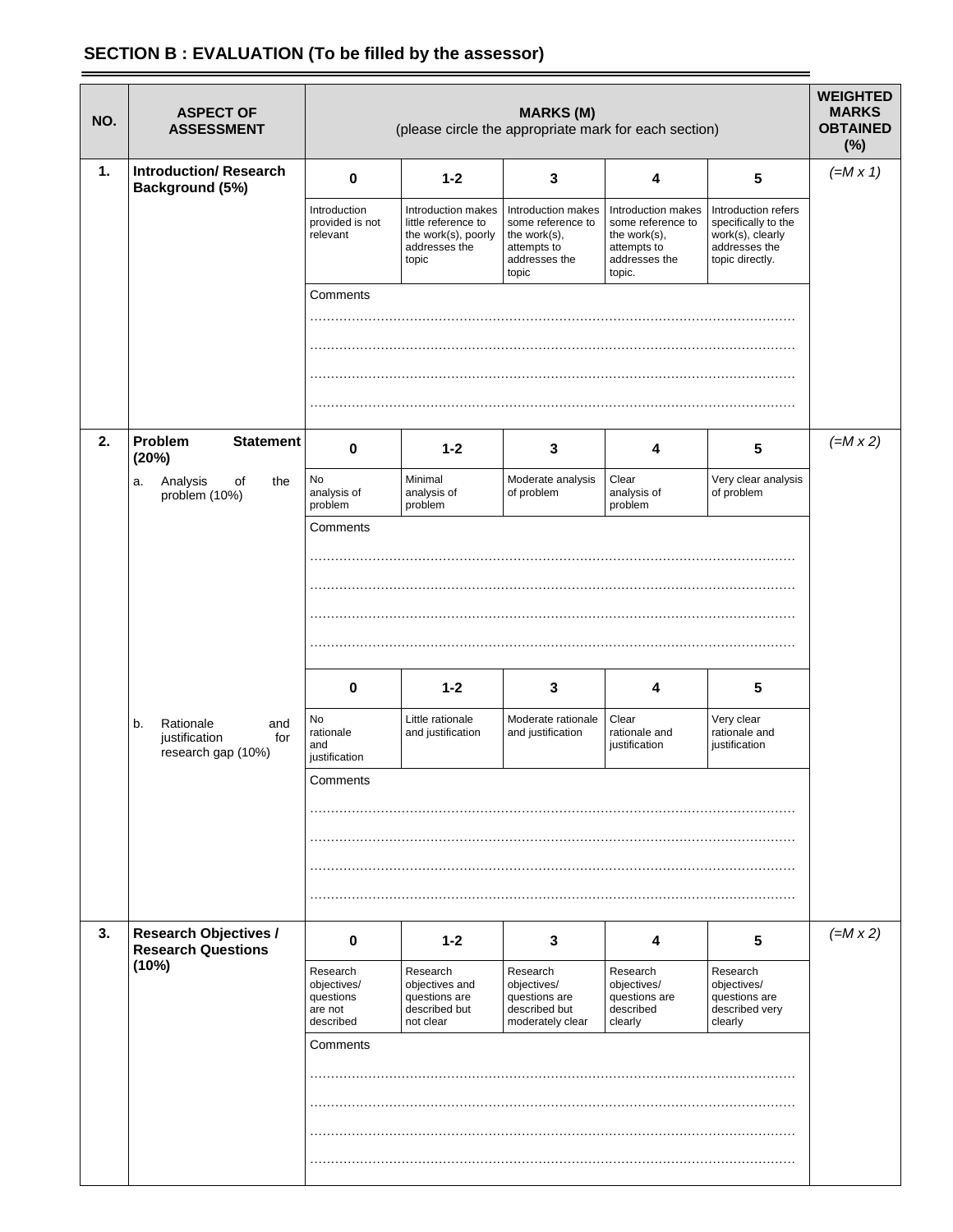## SECTION B : EVALUATION (To be filled by the assessor)

| NO. | ASPECT OF ASSESSMENT | MARKS (M) (please circle the appropriate mark for each section) | | | | | WEIGHTED MARKS OBTAINED (%) |
|---|---|---|---|---|---|---|---|
| 1. | **Introduction/ Research Background (5%)** | **0** | **1-2** | **3** | **4** | **5** | *(=M x 1)* |
| | | Introduction provided is not relevant | Introduction makes little reference to the work(s), poorly addresses the topic | Introduction makes some reference to the work(s), attempts to addresses the topic | Introduction makes some reference to the work(s), attempts to addresses the topic. | Introduction refers specifically to the work(s), clearly addresses the topic directly. | |
| | | Comments<br>……………………………………………………………………………………………………<br>……………………………………………………………………………………………………<br>……………………………………………………………………………………………………<br>…………………………………………………………………………………………………… | | | | | |
| 2. | **Problem Statement (20%)** | **0** | **1-2** | **3** | **4** | **5** | *(=M x 2)* |
| | a. Analysis of the problem (10%) | No analysis of problem | Minimal analysis of problem | Moderate analysis of problem | Clear analysis of problem | Very clear analysis of problem | |
| | | Comments<br>……………………………………………………………………………………………………<br>……………………………………………………………………………………………………<br>……………………………………………………………………………………………………<br>…………………………………………………………………………………………………… | | | | | |
| | | **0** | **1-2** | **3** | **4** | **5** | |
| | b. Rationale and justification for research gap (10%) | No rationale and justification | Little rationale and justification | Moderate rationale and justification | Clear rationale and justification | Very clear rationale and justification | |
| | | Comments<br>……………………………………………………………………………………………………<br>……………………………………………………………………………………………………<br>……………………………………………………………………………………………………<br>…………………………………………………………………………………………………… | | | | | |
| 3. | **Research Objectives / Research Questions (10%)** | **0** | **1-2** | **3** | **4** | **5** | *(=M x 2)* |
| | | Research objectives/ questions are not described | Research objectives and questions are described but not clear | Research objectives/ questions are described but moderately clear | Research objectives/ questions are described clearly | Research objectives/ questions are described very clearly | |
| | | Comments<br>……………………………………………………………………………………………………<br>……………………………………………………………………………………………………<br>……………………………………………………………………………………………………<br>…………………………………………………………………………………………………… | | | | | |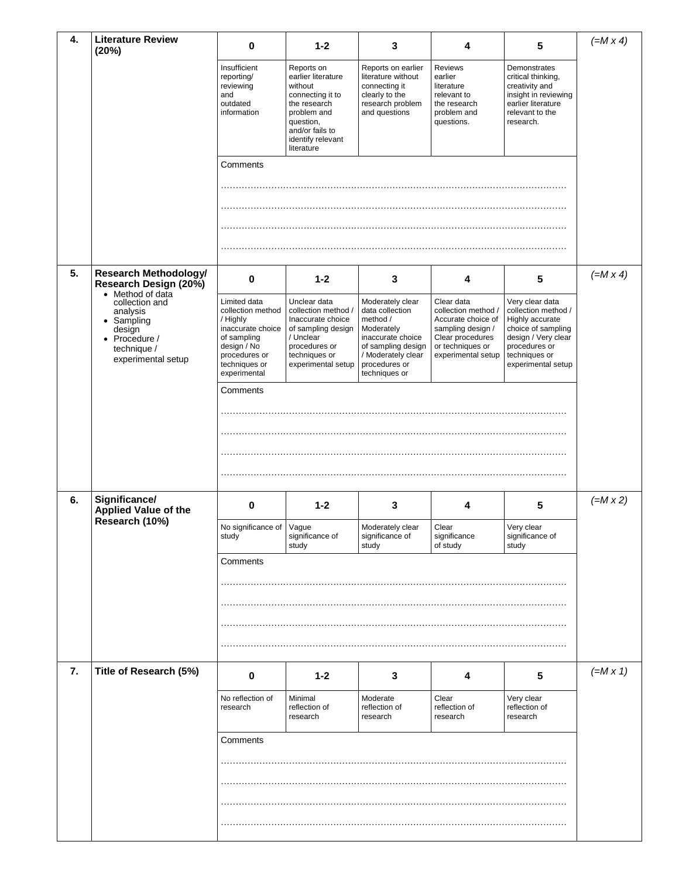| No. | Criteria | 0 | 1-2 | 3 | 4 | 5 | |
|---|---|---|---|---|---|---|---|
| **4.** | **Literature Review (20%)** | Insufficient reporting/ reviewing and outdated information | Reports on earlier literature without connecting it to the research problem and question, and/or fails to identify relevant literature | Reports on earlier literature without connecting it clearly to the research problem and questions | Reviews earlier literature relevant to the research problem and questions. | Demonstrates critical thinking, creativity and insight in reviewing earlier literature relevant to the research. | *(=M x 4)* |
| | | Comments<br>……………………………………………………………………………………<br>……………………………………………………………………………………<br>……………………………………………………………………………………<br>…………………………………………………………………………………… | | | | | |
| **5.** | **Research Methodology/ Research Design (20%)**<br>• Method of data collection and analysis<br>• Sampling design<br>• Procedure / technique / experimental setup | Limited data collection method / Highly inaccurate choice of sampling design / No procedures or techniques or experimental | Unclear data collection method / Inaccurate choice of sampling design / Unclear procedures or techniques or experimental setup | Moderately clear data collection method / Moderately inaccurate choice of sampling design / Moderately clear procedures or techniques or | Clear data collection method / Accurate choice of sampling design / Clear procedures or techniques or experimental setup | Very clear data collection method / Highly accurate choice of sampling design / Very clear procedures or techniques or experimental setup | *(=M x 4)* |
| | | Comments<br>……………………………………………………………………………………<br>……………………………………………………………………………………<br>……………………………………………………………………………………<br>…………………………………………………………………………………… | | | | | |
| **6.** | **Significance/ Applied Value of the Research (10%)** | No significance of study | Vague significance of study | Moderately clear significance of study | Clear significance of study | Very clear significance of study | *(=M x 2)* |
| | | Comments<br>……………………………………………………………………………………<br>……………………………………………………………………………………<br>……………………………………………………………………………………<br>…………………………………………………………………………………… | | | | | |
| **7.** | **Title of Research (5%)** | No reflection of research | Minimal reflection of research | Moderate reflection of research | Clear reflection of research | Very clear reflection of research | *(=M x 1)* |
| | | Comments<br>……………………………………………………………………………………<br>……………………………………………………………………………………<br>……………………………………………………………………………………<br>…………………………………………………………………………………… | | | | | |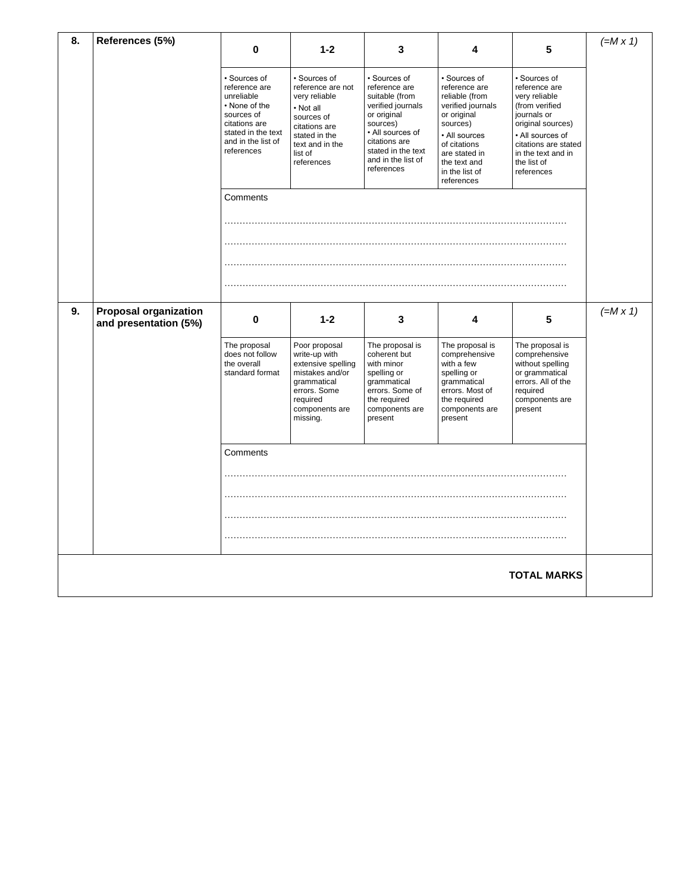| No. | Criteria | 0 | 1-2 | 3 | 4 | 5 | |
|---|---|---|---|---|---|---|---|
| **8.** | **References (5%)** | **0** | **1-2** | **3** | **4** | **5** | *(=M x 1)* |
| | | • Sources of reference are unreliable<br>• None of the sources of citations are stated in the text and in the list of references | • Sources of reference are not very reliable<br>• Not all sources of citations are stated in the text and in the list of references | • Sources of reference are suitable (from verified journals or original sources)<br>• All sources of citations are stated in the text and in the list of references | • Sources of reference are reliable (from verified journals or original sources)<br>• All sources of citations are stated in the text and in the list of references | • Sources of reference are very reliable (from verified journals or original sources)<br>• All sources of citations are stated in the text and in the list of references | |
| | | Comments<br>……………………………………………………………………………………………………<br>……………………………………………………………………………………………………<br>……………………………………………………………………………………………………<br>…………………………………………………………………………………………………… | | | | | |
| **9.** | **Proposal organization and presentation (5%)** | **0** | **1-2** | **3** | **4** | **5** | *(=M x 1)* |
| | | The proposal does not follow the overall standard format | Poor proposal write-up with extensive spelling mistakes and/or grammatical errors. Some required components are missing. | The proposal is coherent but with minor spelling or grammatical errors. Some of the required components are present | The proposal is comprehensive with a few spelling or grammatical errors. Most of the required components are present | The proposal is comprehensive without spelling or grammatical errors. All of the required components are present | |
| | | Comments<br>……………………………………………………………………………………………………<br>……………………………………………………………………………………………………<br>……………………………………………………………………………………………………<br>…………………………………………………………………………………………………… | | | | | |
| | | | | | | **TOTAL MARKS** | |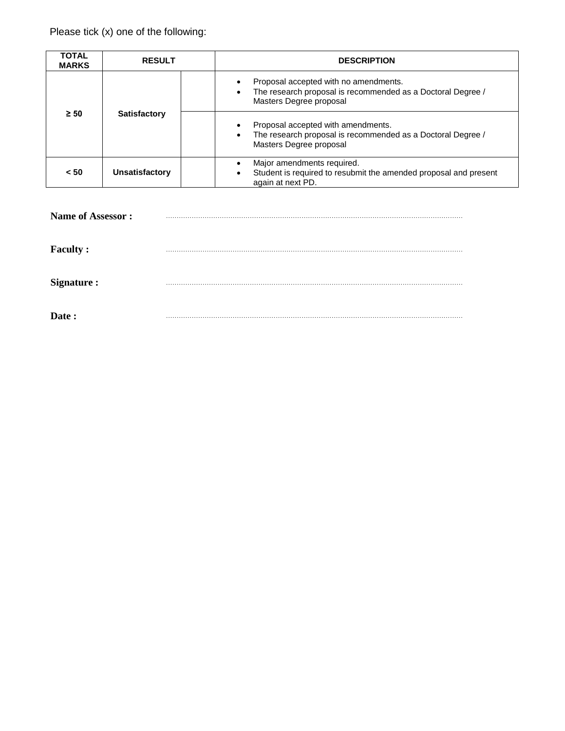Please tick (x) one of the following:

| TOTAL MARKS | RESULT | | DESCRIPTION |
|---|---|---|---|
| ≥ 50 | Satisfactory | | • Proposal accepted with no amendments.<br>• The research proposal is recommended as a Doctoral Degree / Masters Degree proposal |
| | | | • Proposal accepted with amendments.<br>• The research proposal is recommended as a Doctoral Degree / Masters Degree proposal |
| < 50 | Unsatisfactory | | • Major amendments required.<br>• Student is required to resubmit the amended proposal and present again at next PD. |

**Name of Assessor :** ..........................................................................................................................................

**Faculty :** ..........................................................................................................................................

**Signature :** ..........................................................................................................................................

**Date :** ..........................................................................................................................................